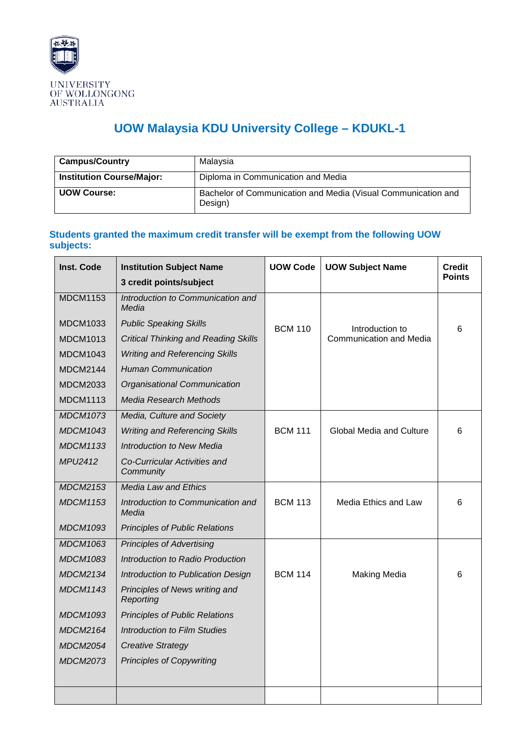UNIVERSITY OF WOLLONGONG AUSTRALIA

# UOW Malaysia KDU University College – KDUKL-1

| **Campus/Country** | Malaysia |
|---|---|
| **Institution Course/Major:** | Diploma in Communication and Media |
| **UOW Course:** | Bachelor of Communication and Media (Visual Communication and Design) |

## Students granted the maximum credit transfer will be exempt from the following UOW subjects:

| Inst. Code | Institution Subject Name<br>3 credit points/subject | UOW Code | UOW Subject Name | Credit Points |
|---|---|---|---|---|
| MDCM1153 | *Introduction to Communication and Media* | BCM 110 | Introduction to Communication and Media | 6 |
| MDCM1033 | *Public Speaking Skills* | | | |
| MDCM1013 | *Critical Thinking and Reading Skills* | | | |
| MDCM1043 | *Writing and Referencing Skills* | | | |
| MDCM2144 | *Human Communication* | | | |
| MDCM2033 | *Organisational Communication* | | | |
| MDCM1113 | *Media Research Methods* | | | |
| *MDCM1073* | *Media, Culture and Society* | BCM 111 | Global Media and Culture | 6 |
| *MDCM1043* | *Writing and Referencing Skills* | | | |
| *MDCM1133* | *Introduction to New Media* | | | |
| *MPU2412* | *Co-Curricular Activities and Community* | | | |
| *MDCM2153* | *Media Law and Ethics* | BCM 113 | Media Ethics and Law | 6 |
| *MDCM1153* | *Introduction to Communication and Media* | | | |
| *MDCM1093* | *Principles of Public Relations* | | | |
| *MDCM1063* | *Principles of Advertising* | BCM 114 | Making Media | 6 |
| *MDCM1083* | *Introduction to Radio Production* | | | |
| *MDCM2134* | *Introduction to Publication Design* | | | |
| *MDCM1143* | *Principles of News writing and Reporting* | | | |
| *MDCM1093* | *Principles of Public Relations* | | | |
| *MDCM2164* | *Introduction to Film Studies* | | | |
| *MDCM2054* | *Creative Strategy* | | | |
| *MDCM2073* | *Principles of Copywriting* | | | |
| | | | | |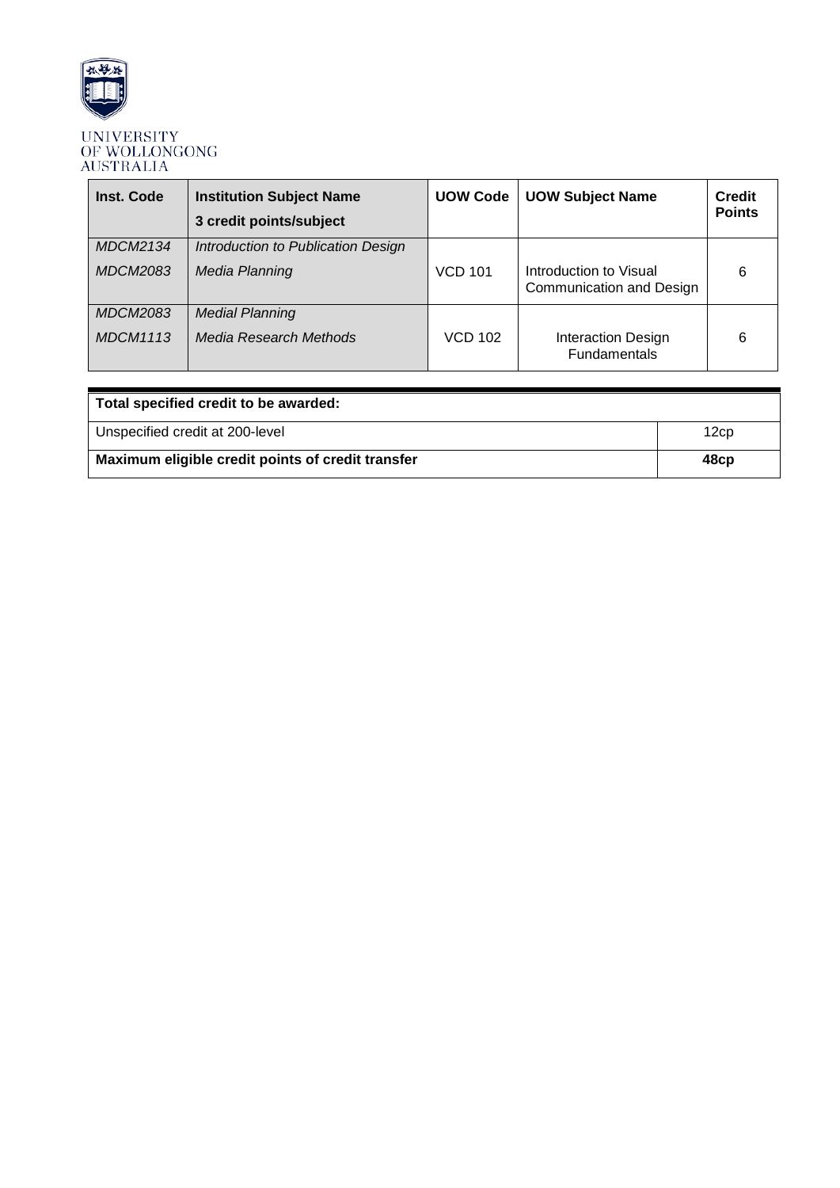UNIVERSITY OF WOLLONGONG AUSTRALIA

| Inst. Code | Institution Subject Name<br>3 credit points/subject | UOW Code | UOW Subject Name | Credit Points |
|---|---|---|---|---|
| *MDCM2134*<br>*MDCM2083* | *Introduction to Publication Design*<br>*Media Planning* | VCD 101 | Introduction to Visual Communication and Design | 6 |
| *MDCM2083*<br>*MDCM1113* | *Medial Planning*<br>*Media Research Methods* | VCD 102 | Interaction Design Fundamentals | 6 |

| **Total specified credit to be awarded:** | |
|---|---|
| Unspecified credit at 200-level | 12cp |
| **Maximum eligible credit points of credit transfer** | **48cp** |